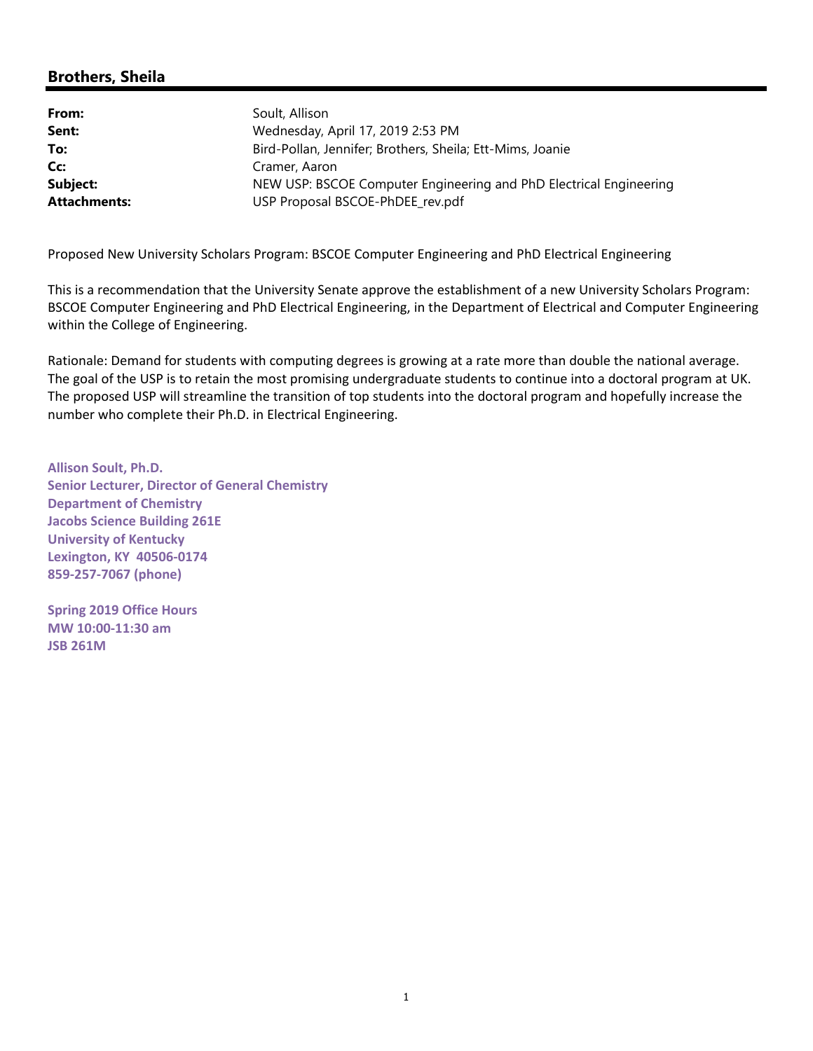## Brothers, Sheila

| | |
|---|---|
| **From:** | Soult, Allison |
| **Sent:** | Wednesday, April 17, 2019 2:53 PM |
| **To:** | Bird-Pollan, Jennifer; Brothers, Sheila; Ett-Mims, Joanie |
| **Cc:** | Cramer, Aaron |
| **Subject:** | NEW USP: BSCOE Computer Engineering and PhD Electrical Engineering |
| **Attachments:** | USP Proposal BSCOE-PhDEE_rev.pdf |

Proposed New University Scholars Program: BSCOE Computer Engineering and PhD Electrical Engineering

This is a recommendation that the University Senate approve the establishment of a new University Scholars Program: BSCOE Computer Engineering and PhD Electrical Engineering, in the Department of Electrical and Computer Engineering within the College of Engineering.

Rationale: Demand for students with computing degrees is growing at a rate more than double the national average. The goal of the USP is to retain the most promising undergraduate students to continue into a doctoral program at UK. The proposed USP will streamline the transition of top students into the doctoral program and hopefully increase the number who complete their Ph.D. in Electrical Engineering.

**Allison Soult, Ph.D.**
**Senior Lecturer, Director of General Chemistry**
**Department of Chemistry**
**Jacobs Science Building 261E**
**University of Kentucky**
**Lexington, KY 40506-0174**
**859-257-7067 (phone)**

**Spring 2019 Office Hours**
**MW 10:00-11:30 am**
**JSB 261M**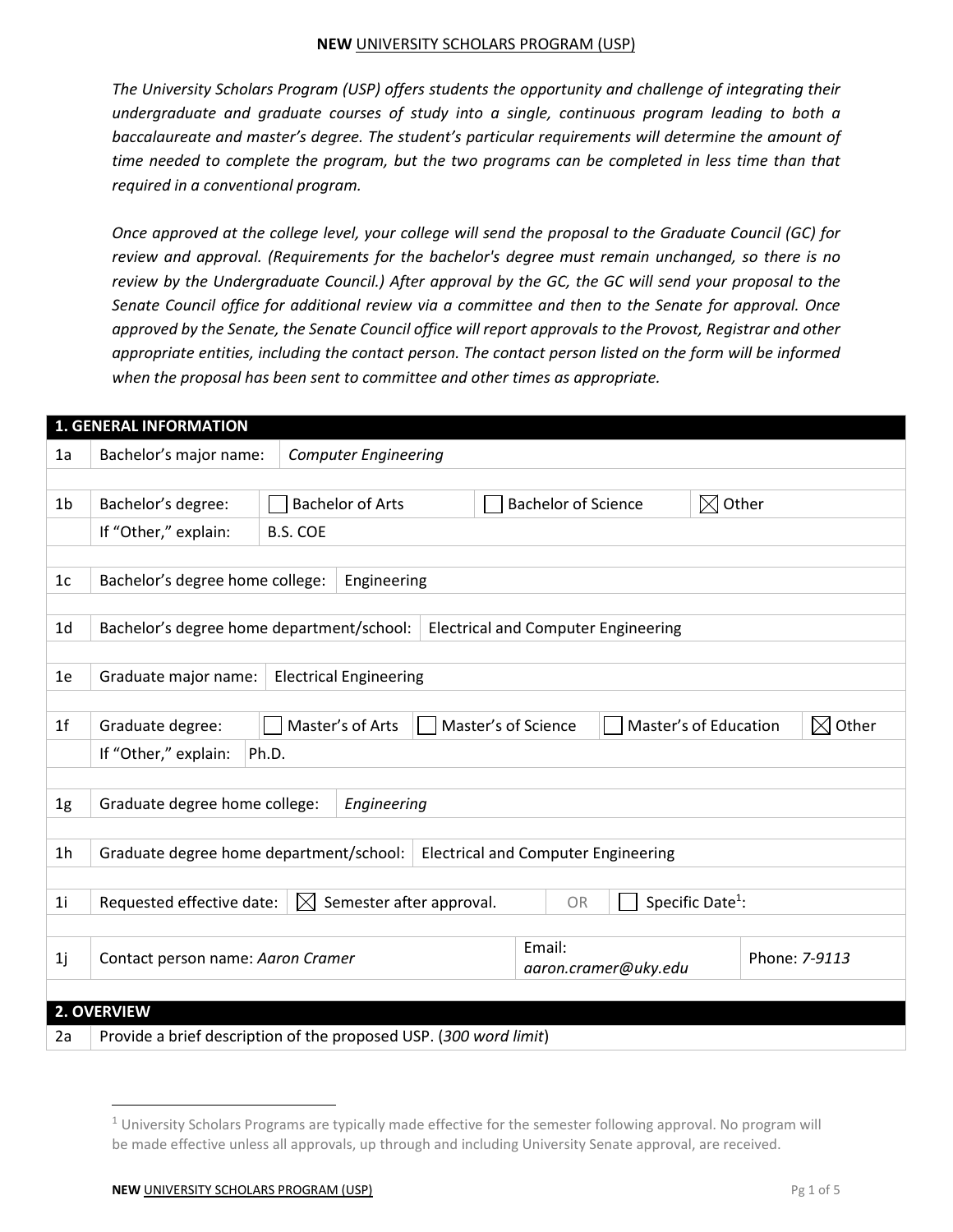**NEW** UNIVERSITY SCHOLARS PROGRAM (USP)

*The University Scholars Program (USP) offers students the opportunity and challenge of integrating their undergraduate and graduate courses of study into a single, continuous program leading to both a baccalaureate and master's degree. The student's particular requirements will determine the amount of time needed to complete the program, but the two programs can be completed in less time than that required in a conventional program.*

*Once approved at the college level, your college will send the proposal to the Graduate Council (GC) for review and approval. (Requirements for the bachelor's degree must remain unchanged, so there is no review by the Undergraduate Council.) After approval by the GC, the GC will send your proposal to the Senate Council office for additional review via a committee and then to the Senate for approval. Once approved by the Senate, the Senate Council office will report approvals to the Provost, Registrar and other appropriate entities, including the contact person. The contact person listed on the form will be informed when the proposal has been sent to committee and other times as appropriate.*

## 1. GENERAL INFORMATION

| | | |
|---|---|---|
| 1a | Bachelor's major name: | *Computer Engineering* |
| 1b | Bachelor's degree: | ☐ Bachelor of Arts ☐ Bachelor of Science ☒ Other |
| | If "Other," explain: | B.S. COE |
| 1c | Bachelor's degree home college: | Engineering |
| 1d | Bachelor's degree home department/school: | Electrical and Computer Engineering |
| 1e | Graduate major name: | Electrical Engineering |
| 1f | Graduate degree: | ☐ Master's of Arts ☐ Master's of Science ☐ Master's of Education ☒ Other |
| | If "Other," explain: | Ph.D. |
| 1g | Graduate degree home college: | *Engineering* |
| 1h | Graduate degree home department/school: | Electrical and Computer Engineering |
| 1i | Requested effective date: | ☒ Semester after approval. OR ☐ Specific Date[1]: |
| 1j | Contact person name: *Aaron Cramer* | Email: *aaron.cramer@uky.edu* Phone: *7-9113* |

## 2. OVERVIEW

| | |
|---|---|
| 2a | Provide a brief description of the proposed USP. (*300 word limit*) |

[1] University Scholars Programs are typically made effective for the semester following approval. No program will be made effective unless all approvals, up through and including University Senate approval, are received.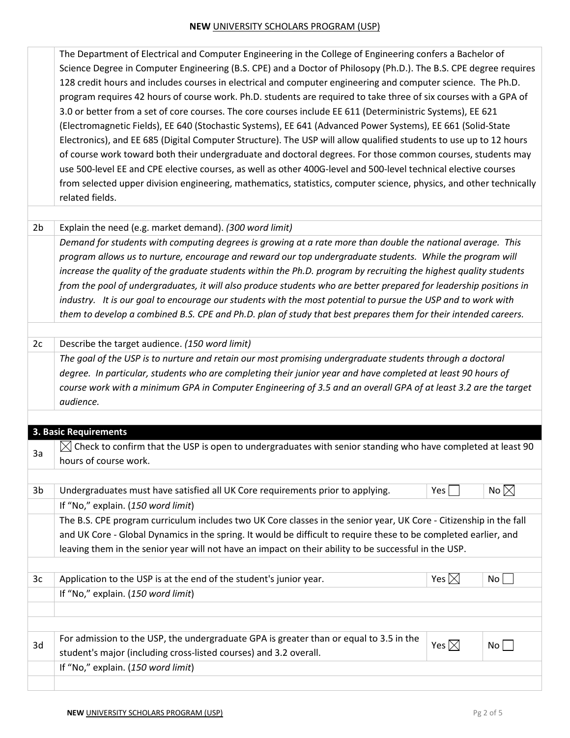The Department of Electrical and Computer Engineering in the College of Engineering confers a Bachelor of Science Degree in Computer Engineering (B.S. CPE) and a Doctor of Philosophy (Ph.D.). The B.S. CPE degree requires 128 credit hours and includes courses in electrical and computer engineering and computer science. The Ph.D. program requires 42 hours of course work. Ph.D. students are required to take three of six courses with a GPA of 3.0 or better from a set of core courses. The core courses include EE 611 (Deterministic Systems), EE 621 (Electromagnetic Fields), EE 640 (Stochastic Systems), EE 641 (Advanced Power Systems), EE 661 (Solid-State Electronics), and EE 685 (Digital Computer Structure). The USP will allow qualified students to use up to 12 hours of course work toward both their undergraduate and doctoral degrees. For those common courses, students may use 500-level EE and CPE elective courses, as well as other 400G-level and 500-level technical elective courses from selected upper division engineering, mathematics, statistics, computer science, physics, and other technically related fields.

**2b** Explain the need (e.g. market demand). *(300 word limit)*

*Demand for students with computing degrees is growing at a rate more than double the national average. This program allows us to nurture, encourage and reward our top undergraduate students. While the program will increase the quality of the graduate students within the Ph.D. program by recruiting the highest quality students from the pool of undergraduates, it will also produce students who are better prepared for leadership positions in industry. It is our goal to encourage our students with the most potential to pursue the USP and to work with them to develop a combined B.S. CPE and Ph.D. plan of study that best prepares them for their intended careers.*

**2c** Describe the target audience. *(150 word limit)*

*The goal of the USP is to nurture and retain our most promising undergraduate students through a doctoral degree. In particular, students who are completing their junior year and have completed at least 90 hours of course work with a minimum GPA in Computer Engineering of 3.5 and an overall GPA of at least 3.2 are the target audience.*

## 3. Basic Requirements

**3a** ☒ Check to confirm that the USP is open to undergraduates with senior standing who have completed at least 90 hours of course work.

**3b** Undergraduates must have satisfied all UK Core requirements prior to applying. Yes ☐ No ☒

If "No," explain. (*150 word limit*)

The B.S. CPE program curriculum includes two UK Core classes in the senior year, UK Core - Citizenship in the fall and UK Core - Global Dynamics in the spring. It would be difficult to require these to be completed earlier, and leaving them in the senior year will not have an impact on their ability to be successful in the USP.

**3c** Application to the USP is at the end of the student's junior year. Yes ☒ No ☐

If "No," explain. (*150 word limit*)

**3d** For admission to the USP, the undergraduate GPA is greater than or equal to 3.5 in the student's major (including cross-listed courses) and 3.2 overall. Yes ☒ No ☐

If "No," explain. (*150 word limit*)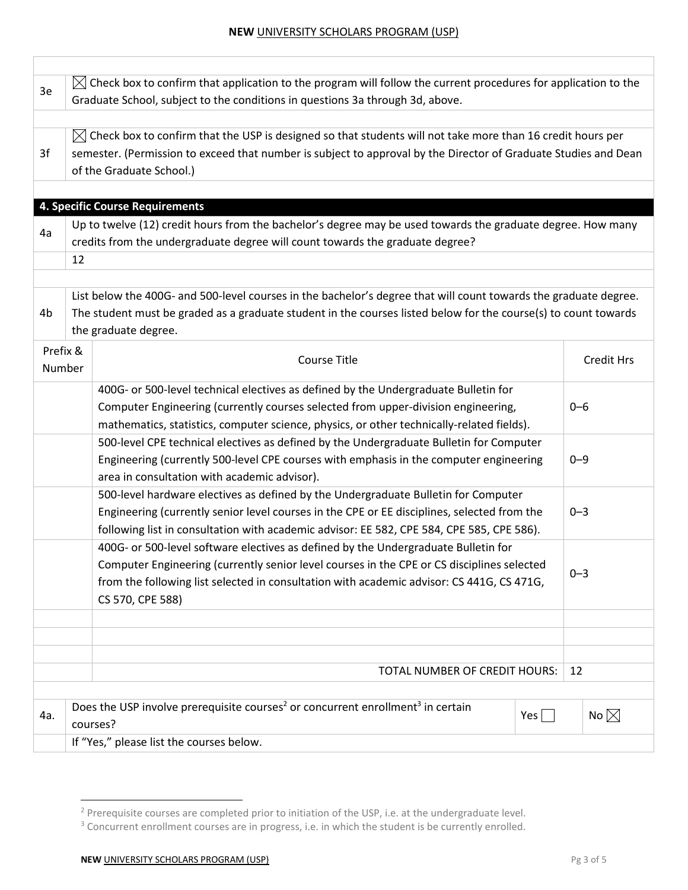| | |
|---|---|
| 3e | ☒ Check box to confirm that application to the program will follow the current procedures for application to the Graduate School, subject to the conditions in questions 3a through 3d, above. |
| 3f | ☒ Check box to confirm that the USP is designed so that students will not take more than 16 credit hours per semester. (Permission to exceed that number is subject to approval by the Director of Graduate Studies and Dean of the Graduate School.) |

## 4. Specific Course Requirements

| | |
|---|---|
| 4a | Up to twelve (12) credit hours from the bachelor's degree may be used towards the graduate degree. How many credits from the undergraduate degree will count towards the graduate degree? |
| | 12 |

4b List below the 400G- and 500-level courses in the bachelor's degree that will count towards the graduate degree. The student must be graded as a graduate student in the courses listed below for the course(s) to count towards the graduate degree.

| Prefix & Number | Course Title | Credit Hrs |
|---|---|---|
| | 400G- or 500-level technical electives as defined by the Undergraduate Bulletin for Computer Engineering (currently courses selected from upper-division engineering, mathematics, statistics, computer science, physics, or other technically-related fields). | 0–6 |
| | 500-level CPE technical electives as defined by the Undergraduate Bulletin for Computer Engineering (currently 500-level CPE courses with emphasis in the computer engineering area in consultation with academic advisor). | 0–9 |
| | 500-level hardware electives as defined by the Undergraduate Bulletin for Computer Engineering (currently senior level courses in the CPE or EE disciplines, selected from the following list in consultation with academic advisor: EE 582, CPE 584, CPE 585, CPE 586). | 0–3 |
| | 400G- or 500-level software electives as defined by the Undergraduate Bulletin for Computer Engineering (currently senior level courses in the CPE or CS disciplines selected from the following list selected in consultation with academic advisor: CS 441G, CS 471G, CS 570, CPE 588) | 0–3 |
| | | |
| | | |
| | | |
| | TOTAL NUMBER OF CREDIT HOURS: | 12 |

| | | | |
|---|---|---|---|
| 4a. | Does the USP involve prerequisite courses[2] or concurrent enrollment[3] in certain courses? | Yes ☐ | No ☒ |
| | If "Yes," please list the courses below. | | |

[2] Prerequisite courses are completed prior to initiation of the USP, i.e. at the undergraduate level.

[3] Concurrent enrollment courses are in progress, i.e. in which the student is be currently enrolled.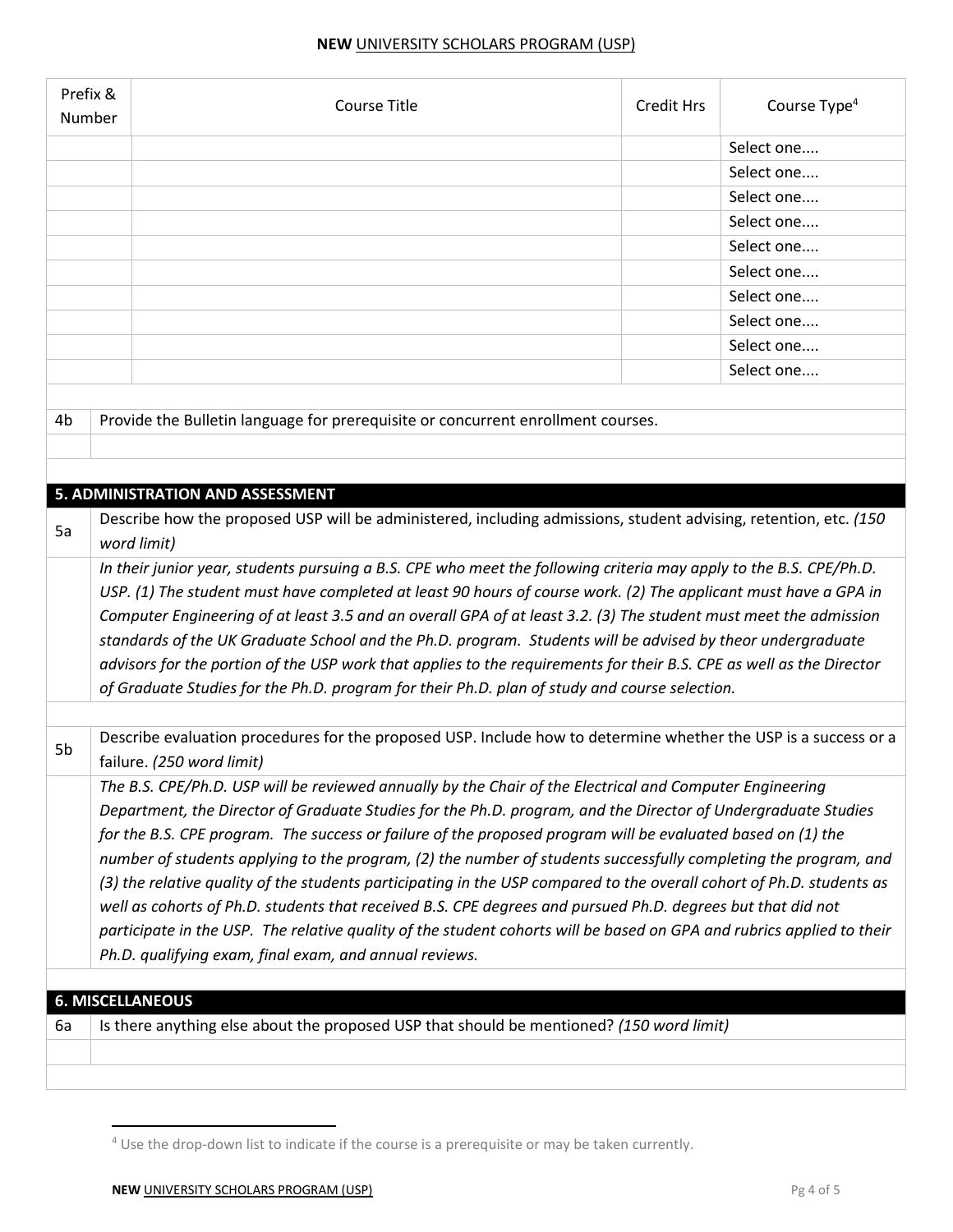| Prefix & Number | Course Title | Credit Hrs | Course Type[4] |
|---|---|---|---|
| | | | Select one.... |
| | | | Select one.... |
| | | | Select one.... |
| | | | Select one.... |
| | | | Select one.... |
| | | | Select one.... |
| | | | Select one.... |
| | | | Select one.... |
| | | | Select one.... |
| | | | Select one.... |

**4b** Provide the Bulletin language for prerequisite or concurrent enrollment courses.

## 5. ADMINISTRATION AND ASSESSMENT

**5a** Describe how the proposed USP will be administered, including admissions, student advising, retention, etc. *(150 word limit)*

*In their junior year, students pursuing a B.S. CPE who meet the following criteria may apply to the B.S. CPE/Ph.D. USP. (1) The student must have completed at least 90 hours of course work. (2) The applicant must have a GPA in Computer Engineering of at least 3.5 and an overall GPA of at least 3.2. (3) The student must meet the admission standards of the UK Graduate School and the Ph.D. program. Students will be advised by theor undergraduate advisors for the portion of the USP work that applies to the requirements for their B.S. CPE as well as the Director of Graduate Studies for the Ph.D. program for their Ph.D. plan of study and course selection.*

**5b** Describe evaluation procedures for the proposed USP. Include how to determine whether the USP is a success or a failure. *(250 word limit)*

*The B.S. CPE/Ph.D. USP will be reviewed annually by the Chair of the Electrical and Computer Engineering Department, the Director of Graduate Studies for the Ph.D. program, and the Director of Undergraduate Studies for the B.S. CPE program. The success or failure of the proposed program will be evaluated based on (1) the number of students applying to the program, (2) the number of students successfully completing the program, and (3) the relative quality of the students participating in the USP compared to the overall cohort of Ph.D. students as well as cohorts of Ph.D. students that received B.S. CPE degrees and pursued Ph.D. degrees but that did not participate in the USP. The relative quality of the student cohorts will be based on GPA and rubrics applied to their Ph.D. qualifying exam, final exam, and annual reviews.*

## 6. MISCELLANEOUS

**6a** Is there anything else about the proposed USP that should be mentioned? *(150 word limit)*

---

[4] Use the drop-down list to indicate if the course is a prerequisite or may be taken currently.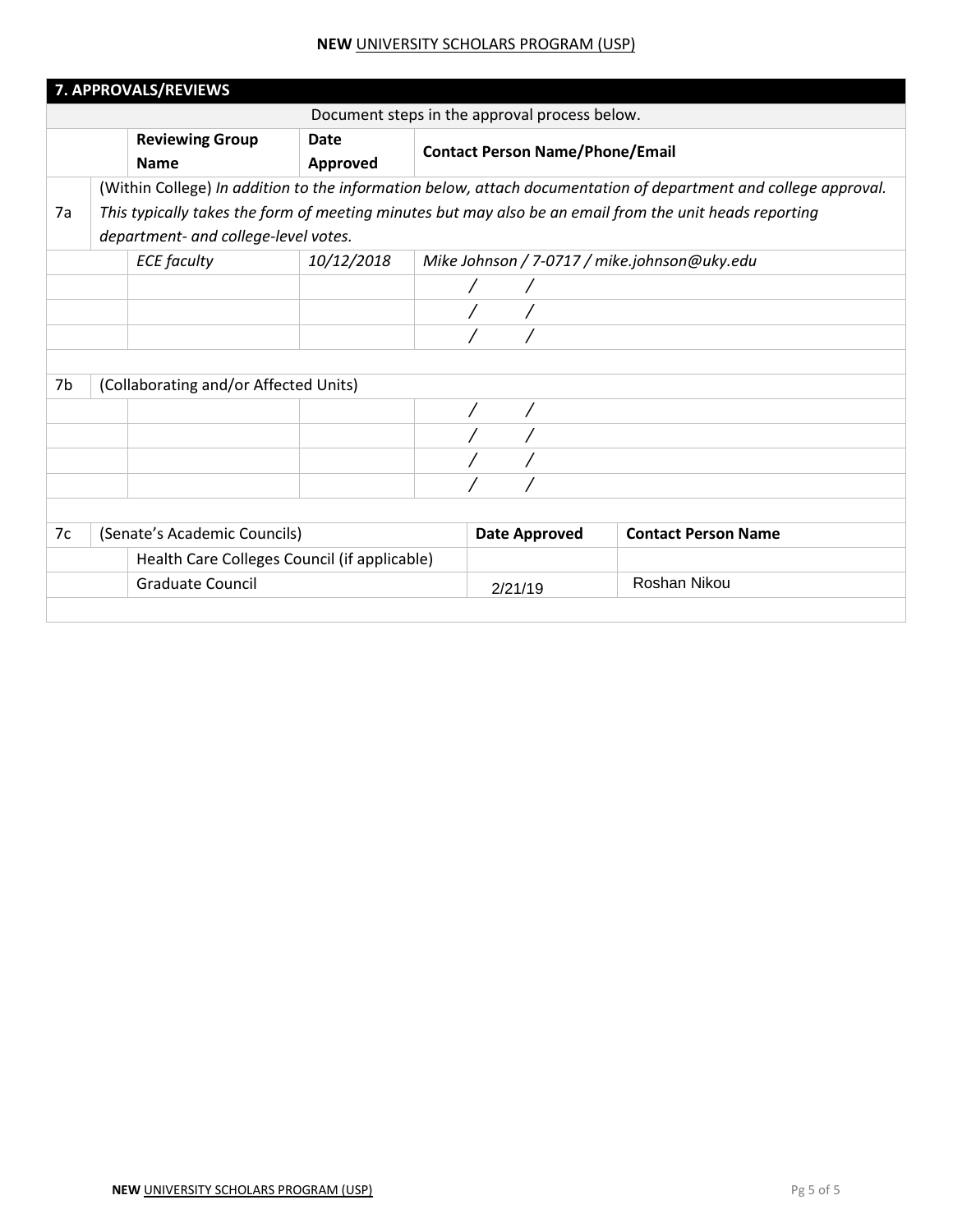## 7. APPROVALS/REVIEWS

Document steps in the approval process below.

| | Reviewing Group Name | Date Approved | Contact Person Name/Phone/Email |
|---|---|---|---|
| 7a | (Within College) *In addition to the information below, attach documentation of department and college approval. This typically takes the form of meeting minutes but may also be an email from the unit heads reporting department- and college-level votes.* | | |
| | *ECE faculty* | *10/12/2018* | *Mike Johnson / 7-0717 / mike.johnson@uky.edu* |
| | | | / / |
| | | | / / |
| | | | / / |
| 7b | (Collaborating and/or Affected Units) | | |
| | | | / / |
| | | | / / |
| | | | / / |
| | | | / / |

| 7c | (Senate's Academic Councils) | Date Approved | Contact Person Name |
|---|---|---|---|
| | Health Care Colleges Council (if applicable) | | |
| | Graduate Council | 2/21/19 | Roshan Nikou |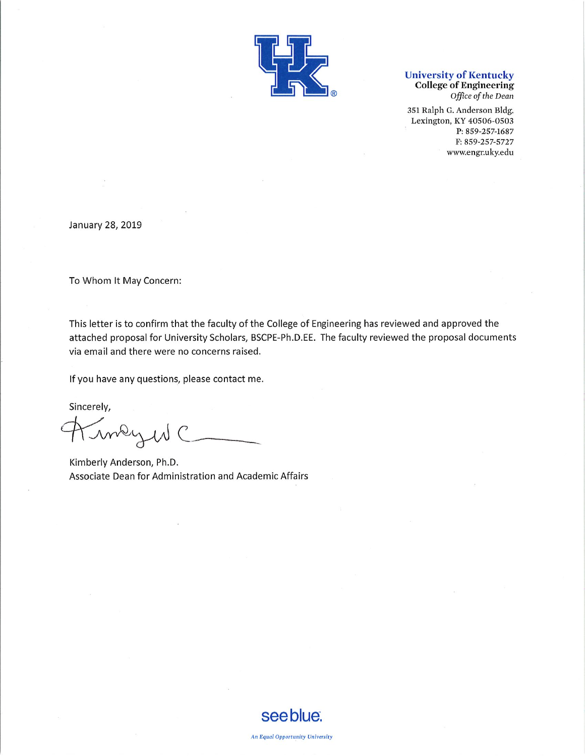**University of Kentucky**
**College of Engineering**
*Office of the Dean*

351 Ralph G. Anderson Bldg.
Lexington, KY 40506-0503
P: 859-257-1687
F: 859-257-5727
www.engr.uky.edu

January 28, 2019

To Whom It May Concern:

This letter is to confirm that the faculty of the College of Engineering has reviewed and approved the attached proposal for University Scholars, BSCPE-Ph.D.EE. The faculty reviewed the proposal documents via email and there were no concerns raised.

If you have any questions, please contact me.

Sincerely,

Kimberly Anderson, Ph.D.
Associate Dean for Administration and Academic Affairs

see blue.

*An Equal Opportunity University*